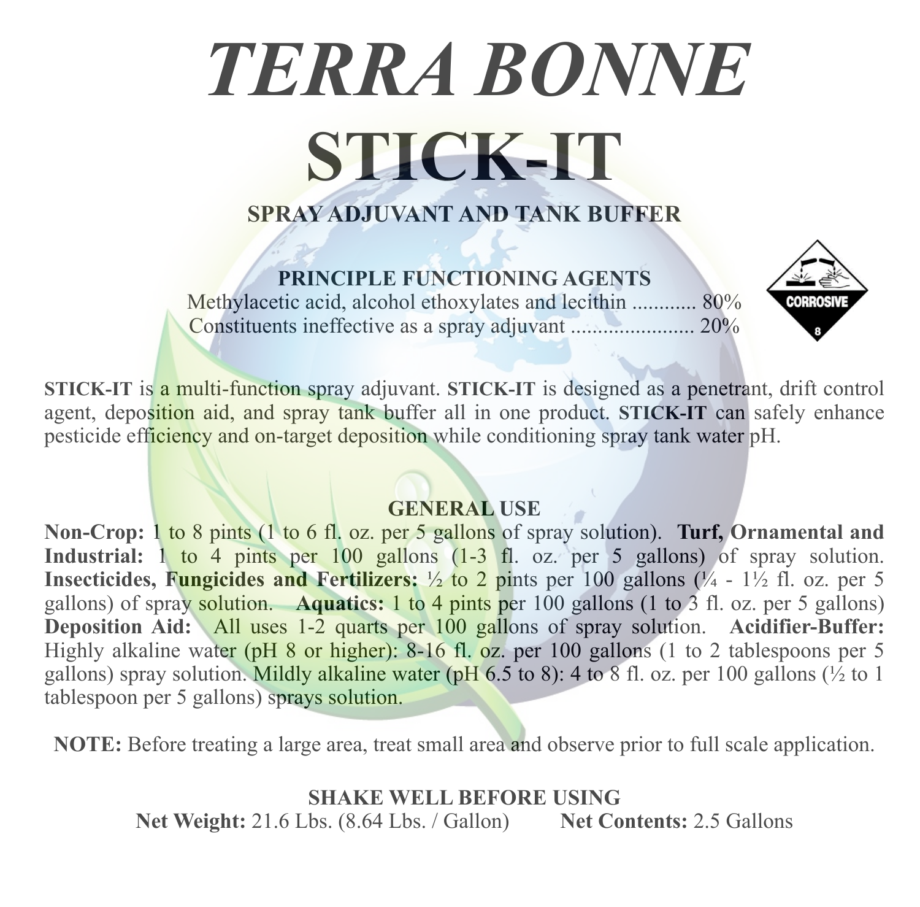# *TERRA BONNE*

# STICK-IT

### SPRAY ADJUVANT AND TANK BUFFER

**PRINCIPLE FUNCTIONING AGENTS**

Methylacetic acid, alcohol ethoxylates and lecithin ............ 80%
Constituents ineffective as a spray adjuvant ....................... 20%

CORROSIVE 8

**STICK-IT** is a multi-function spray adjuvant. **STICK-IT** is designed as a penetrant, drift control agent, deposition aid, and spray tank buffer all in one product. **STICK-IT** can safely enhance pesticide efficiency and on-target deposition while conditioning spray tank water pH.

**GENERAL USE**

**Non-Crop:** 1 to 8 pints (1 to 6 fl. oz. per 5 gallons of spray solution). **Turf, Ornamental and Industrial:** 1 to 4 pints per 100 gallons (1-3 fl. oz. per 5 gallons) of spray solution. **Insecticides, Fungicides and Fertilizers:** ½ to 2 pints per 100 gallons (¼ - 1½ fl. oz. per 5 gallons) of spray solution. **Aquatics:** 1 to 4 pints per 100 gallons (1 to 3 fl. oz. per 5 gallons) **Deposition Aid:** All uses 1-2 quarts per 100 gallons of spray solution. **Acidifier-Buffer:** Highly alkaline water (pH 8 or higher): 8-16 fl. oz. per 100 gallons (1 to 2 tablespoons per 5 gallons) spray solution. Mildly alkaline water (pH 6.5 to 8): 4 to 8 fl. oz. per 100 gallons (½ to 1 tablespoon per 5 gallons) sprays solution.

**NOTE:** Before treating a large area, treat small area and observe prior to full scale application.

**SHAKE WELL BEFORE USING**

**Net Weight:** 21.6 Lbs. (8.64 Lbs. / Gallon) **Net Contents:** 2.5 Gallons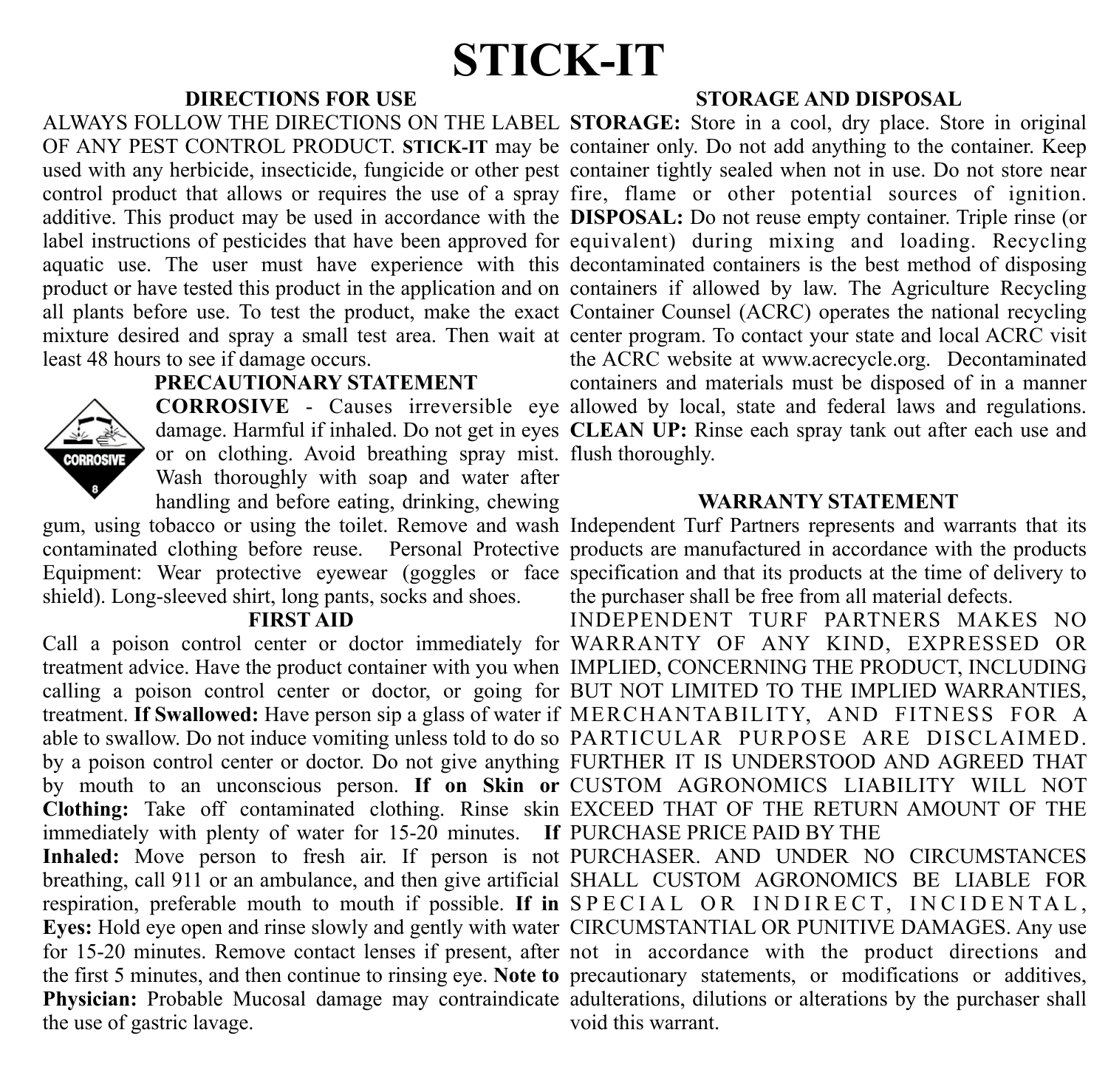# STICK-IT

## DIRECTIONS FOR USE

ALWAYS FOLLOW THE DIRECTIONS ON THE LABEL OF ANY PEST CONTROL PRODUCT. **STICK-IT** may be used with any herbicide, insecticide, fungicide or other pest control product that allows or requires the use of a spray additive. This product may be used in accordance with the label instructions of pesticides that have been approved for aquatic use. The user must have experience with this product or have tested this product in the application and on all plants before use. To test the product, make the exact mixture desired and spray a small test area. Then wait at least 48 hours to see if damage occurs.

## PRECAUTIONARY STATEMENT

**CORROSIVE** - Causes irreversible eye damage. Harmful if inhaled. Do not get in eyes or on clothing. Avoid breathing spray mist. Wash thoroughly with soap and water after handling and before eating, drinking, chewing gum, using tobacco or using the toilet. Remove and wash contaminated clothing before reuse. Personal Protective Equipment: Wear protective eyewear (goggles or face shield). Long-sleeved shirt, long pants, socks and shoes.

## FIRST AID

Call a poison control center or doctor immediately for treatment advice. Have the product container with you when calling a poison control center or doctor, or going for treatment. **If Swallowed:** Have person sip a glass of water if able to swallow. Do not induce vomiting unless told to do so by a poison control center or doctor. Do not give anything by mouth to an unconscious person. **If on Skin or Clothing:** Take off contaminated clothing. Rinse skin immediately with plenty of water for 15-20 minutes. **If Inhaled:** Move person to fresh air. If person is not breathing, call 911 or an ambulance, and then give artificial respiration, preferable mouth to mouth if possible. **If in Eyes:** Hold eye open and rinse slowly and gently with water for 15-20 minutes. Remove contact lenses if present, after the first 5 minutes, and then continue to rinsing eye. **Note to Physician:** Probable Mucosal damage may contraindicate the use of gastric lavage.

## STORAGE AND DISPOSAL

**STORAGE:** Store in a cool, dry place. Store in original container only. Do not add anything to the container. Keep container tightly sealed when not in use. Do not store near fire, flame or other potential sources of ignition. **DISPOSAL:** Do not reuse empty container. Triple rinse (or equivalent) during mixing and loading. Recycling decontaminated containers is the best method of disposing containers if allowed by law. The Agriculture Recycling Container Counsel (ACRC) operates the national recycling center program. To contact your state and local ACRC visit the ACRC website at www.acrecycle.org. Decontaminated containers and materials must be disposed of in a manner allowed by local, state and federal laws and regulations. **CLEAN UP:** Rinse each spray tank out after each use and flush thoroughly.

## WARRANTY STATEMENT

Independent Turf Partners represents and warrants that its products are manufactured in accordance with the products specification and that its products at the time of delivery to the purchaser shall be free from all material defects. INDEPENDENT TURF PARTNERS MAKES NO WARRANTY OF ANY KIND, EXPRESSED OR IMPLIED, CONCERNING THE PRODUCT, INCLUDING BUT NOT LIMITED TO THE IMPLIED WARRANTIES, MERCHANTABILITY, AND FITNESS FOR A PARTICULAR PURPOSE ARE DISCLAIMED. FURTHER IT IS UNDERSTOOD AND AGREED THAT CUSTOM AGRONOMICS LIABILITY WILL NOT EXCEED THAT OF THE RETURN AMOUNT OF THE PURCHASE PRICE PAID BY THE PURCHASER. AND UNDER NO CIRCUMSTANCES SHALL CUSTOM AGRONOMICS BE LIABLE FOR SPECIAL OR INDIRECT, INCIDENTAL, CIRCUMSTANTIAL OR PUNITIVE DAMAGES. Any use not in accordance with the product directions and precautionary statements, or modifications or additives, adulterations, dilutions or alterations by the purchaser shall void this warrant.